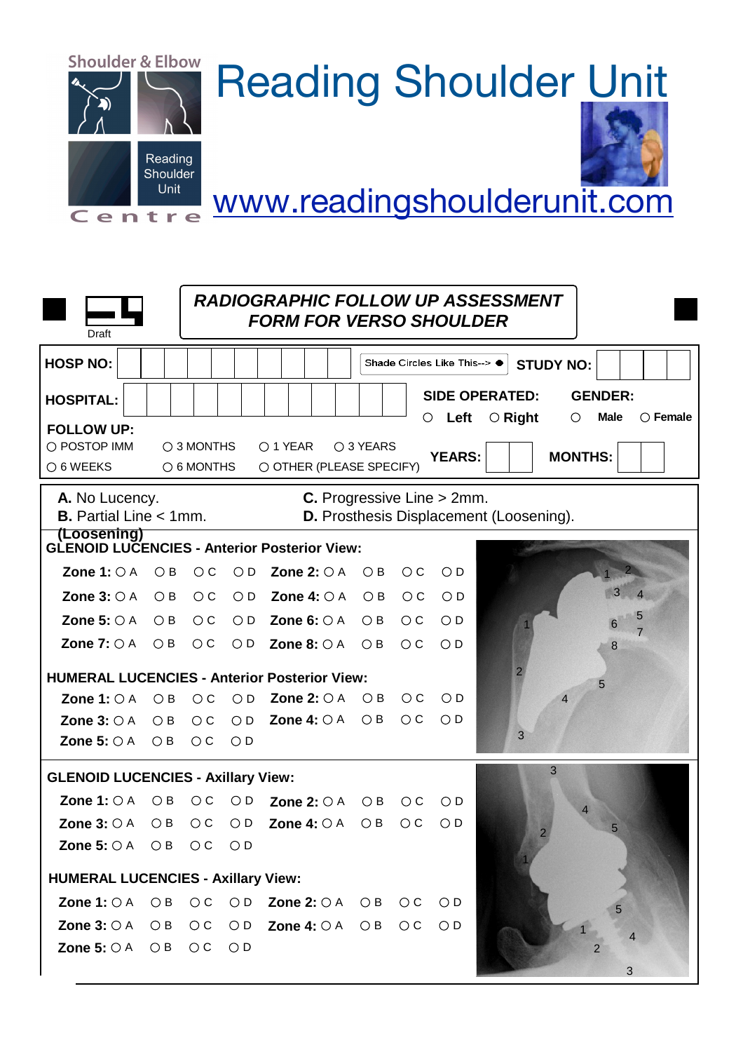Shoulder & Elbow

Reading Shoulder Unit

Centre

# Reading Shoulder Unit

www.readingshoulderunit.com

Draft

## *RADIOGRAPHIC FOLLOW UP ASSESSMENT FORM FOR VERSO SHOULDER*

**HOSP NO:** | | | | | | | | | | |

Shade Circles Like This--> ●

**STUDY NO:** | | | | |

**HOSPITAL:** | | | | | | | | | | | | |

**SIDE OPERATED:** ○ **Left** ○ **Right**

**GENDER:** ○ **Male** ○ **Female**

**FOLLOW UP:**

○ POSTOP IMM ○ 3 MONTHS ○ 1 YEAR ○ 3 YEARS
○ 6 WEEKS ○ 6 MONTHS ○ OTHER (PLEASE SPECIFY)

**YEARS:** | | |  **MONTHS:** | | |

**A.** No Lucency.
**B.** Partial Line < 1mm.
**C.** Progressive Line > 2mm.
**D.** Prosthesis Displacement (Loosening).

### GLENOID LUCENCIES - Anterior Posterior View:

**Zone 1:** ○ A ○ B ○ C ○ D **Zone 2:** ○ A ○ B ○ C ○ D
**Zone 3:** ○ A ○ B ○ C ○ D **Zone 4:** ○ A ○ B ○ C ○ D
**Zone 5:** ○ A ○ B ○ C ○ D **Zone 6:** ○ A ○ B ○ C ○ D
**Zone 7:** ○ A ○ B ○ C ○ D **Zone 8:** ○ A ○ B ○ C ○ D

### HUMERAL LUCENCIES - Anterior Posterior View:

**Zone 1:** ○ A ○ B ○ C ○ D **Zone 2:** ○ A ○ B ○ C ○ D
**Zone 3:** ○ A ○ B ○ C ○ D **Zone 4:** ○ A ○ B ○ C ○ D
**Zone 5:** ○ A ○ B ○ C ○ D

1 2 3 4 5 6 7 8 1 2 3 4 5

### GLENOID LUCENCIES - Axillary View:

**Zone 1:** ○ A ○ B ○ C ○ D **Zone 2:** ○ A ○ B ○ C ○ D
**Zone 3:** ○ A ○ B ○ C ○ D **Zone 4:** ○ A ○ B ○ C ○ D
**Zone 5:** ○ A ○ B ○ C ○ D

### HUMERAL LUCENCIES - Axillary View:

**Zone 1:** ○ A ○ B ○ C ○ D **Zone 2:** ○ A ○ B ○ C ○ D
**Zone 3:** ○ A ○ B ○ C ○ D **Zone 4:** ○ A ○ B ○ C ○ D
**Zone 5:** ○ A ○ B ○ C ○ D

3 4 2 5 1 5 1 4 2 3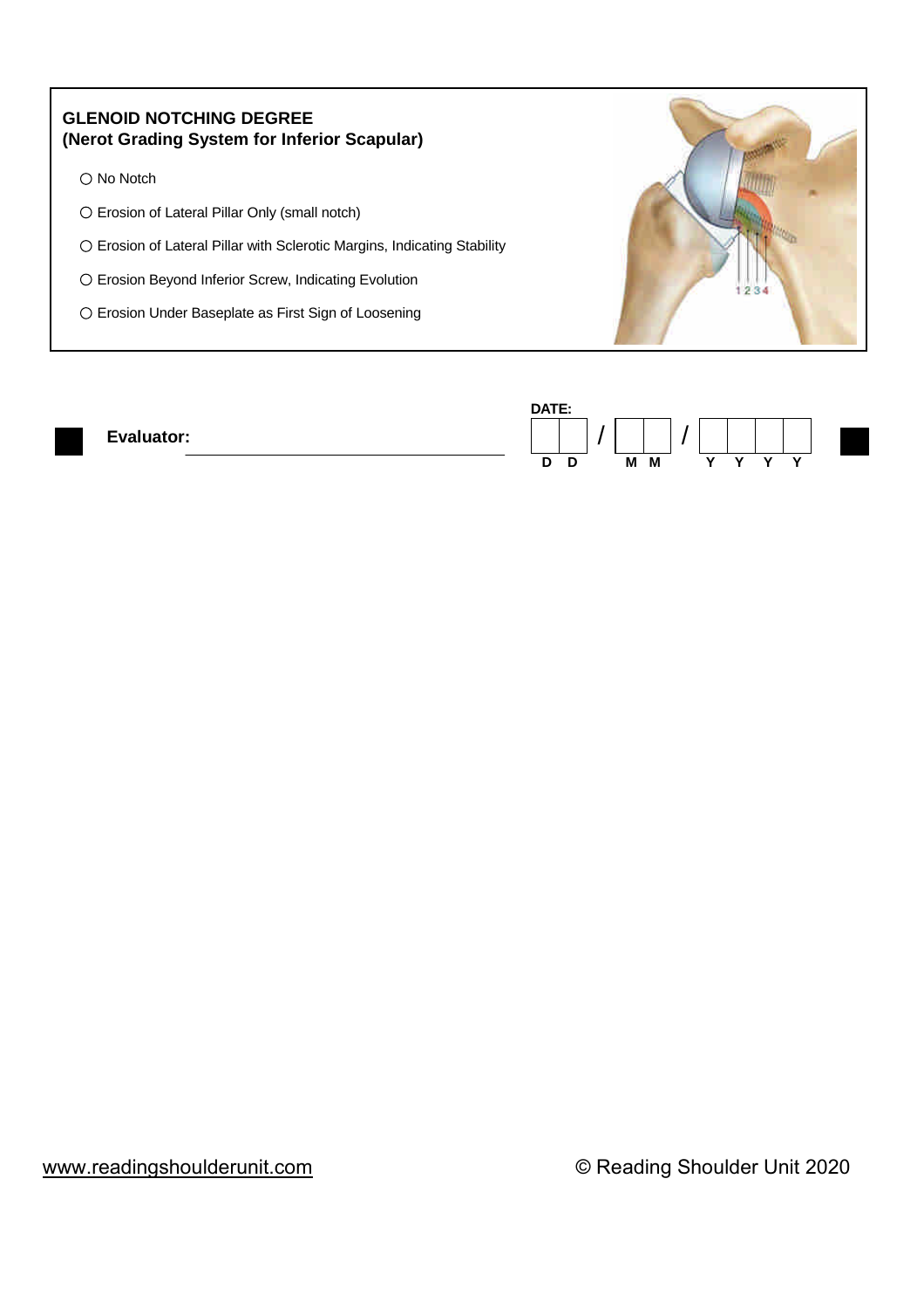**GLENOID NOTCHING DEGREE**
**(Nerot Grading System for Inferior Scapular)**

○ No Notch

○ Erosion of Lateral Pillar Only (small notch)

○ Erosion of Lateral Pillar with Sclerotic Margins, Indicating Stability

○ Erosion Beyond Inferior Screw, Indicating Evolution

○ Erosion Under Baseplate as First Sign of Loosening

1 2 3 4

**Evaluator:** ______________________________

**DATE:** D D / M M / Y Y Y Y

www.readingshoulderunit.com

© Reading Shoulder Unit 2020